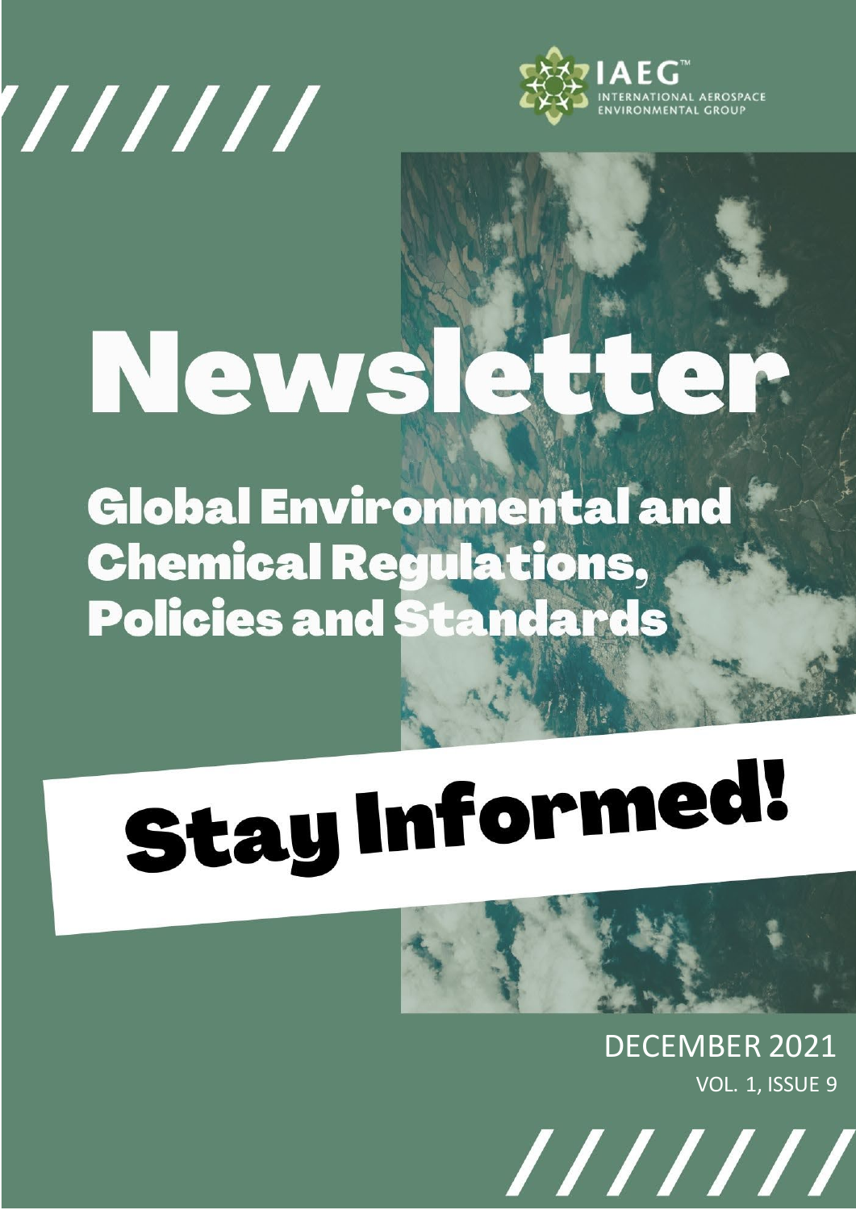IAEG™ INTERNATIONAL AEROSPACE ENVIRONMENTAL GROUP

# Newsletter

## Global Environmental and Chemical Regulations, Policies and Standards

# Stay Informed!

DECEMBER 2021

VOL. 1, ISSUE 9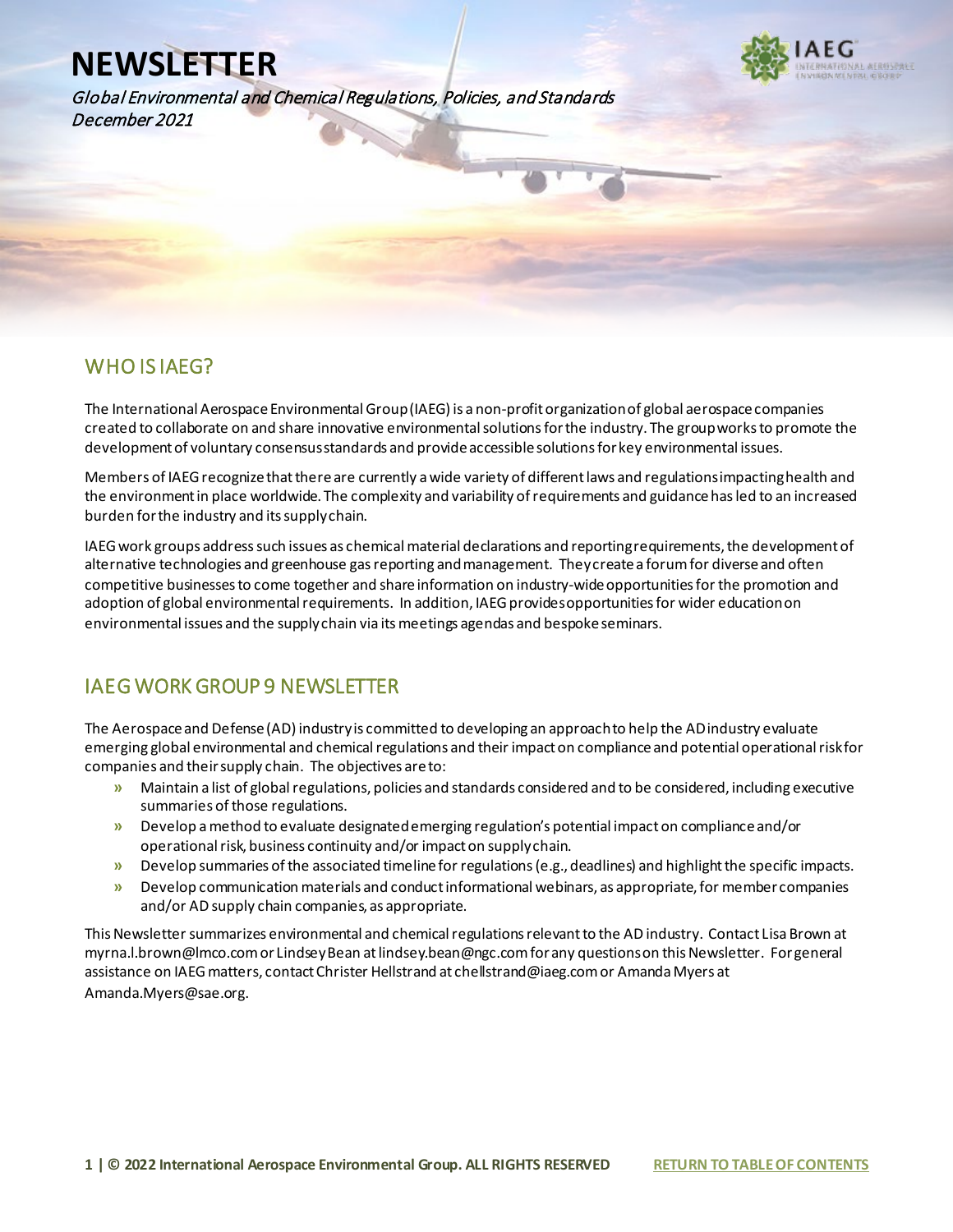# NEWSLETTER

*Global Environmental and Chemical Regulations, Policies, and Standards*
*December 2021*

## WHO IS IAEG?

The International Aerospace Environmental Group (IAEG) is a non-profit organization of global aerospace companies created to collaborate on and share innovative environmental solutions for the industry. The group works to promote the development of voluntary consensus standards and provide accessible solutions for key environmental issues.

Members of IAEG recognize that there are currently a wide variety of different laws and regulations impacting health and the environment in place worldwide. The complexity and variability of requirements and guidance has led to an increased burden for the industry and its supply chain.

IAEG work groups address such issues as chemical material declarations and reporting requirements, the development of alternative technologies and greenhouse gas reporting and management. They create a forum for diverse and often competitive businesses to come together and share information on industry-wide opportunities for the promotion and adoption of global environmental requirements. In addition, IAEG provides opportunities for wider education on environmental issues and the supply chain via its meetings agendas and bespoke seminars.

## IAEG WORK GROUP 9 NEWSLETTER

The Aerospace and Defense (AD) industry is committed to developing an approach to help the AD industry evaluate emerging global environmental and chemical regulations and their impact on compliance and potential operational risk for companies and their supply chain. The objectives are to:

- Maintain a list of global regulations, policies and standards considered and to be considered, including executive summaries of those regulations.
- Develop a method to evaluate designated emerging regulation's potential impact on compliance and/or operational risk, business continuity and/or impact on supply chain.
- Develop summaries of the associated timeline for regulations (e.g., deadlines) and highlight the specific impacts.
- Develop communication materials and conduct informational webinars, as appropriate, for member companies and/or AD supply chain companies, as appropriate.

This Newsletter summarizes environmental and chemical regulations relevant to the AD industry. Contact Lisa Brown at myrna.l.brown@lmco.com or Lindsey Bean at lindsey.bean@ngc.com for any questions on this Newsletter. For general assistance on IAEG matters, contact Christer Hellstrand at chellstrand@iaeg.com or Amanda Myers at Amanda.Myers@sae.org.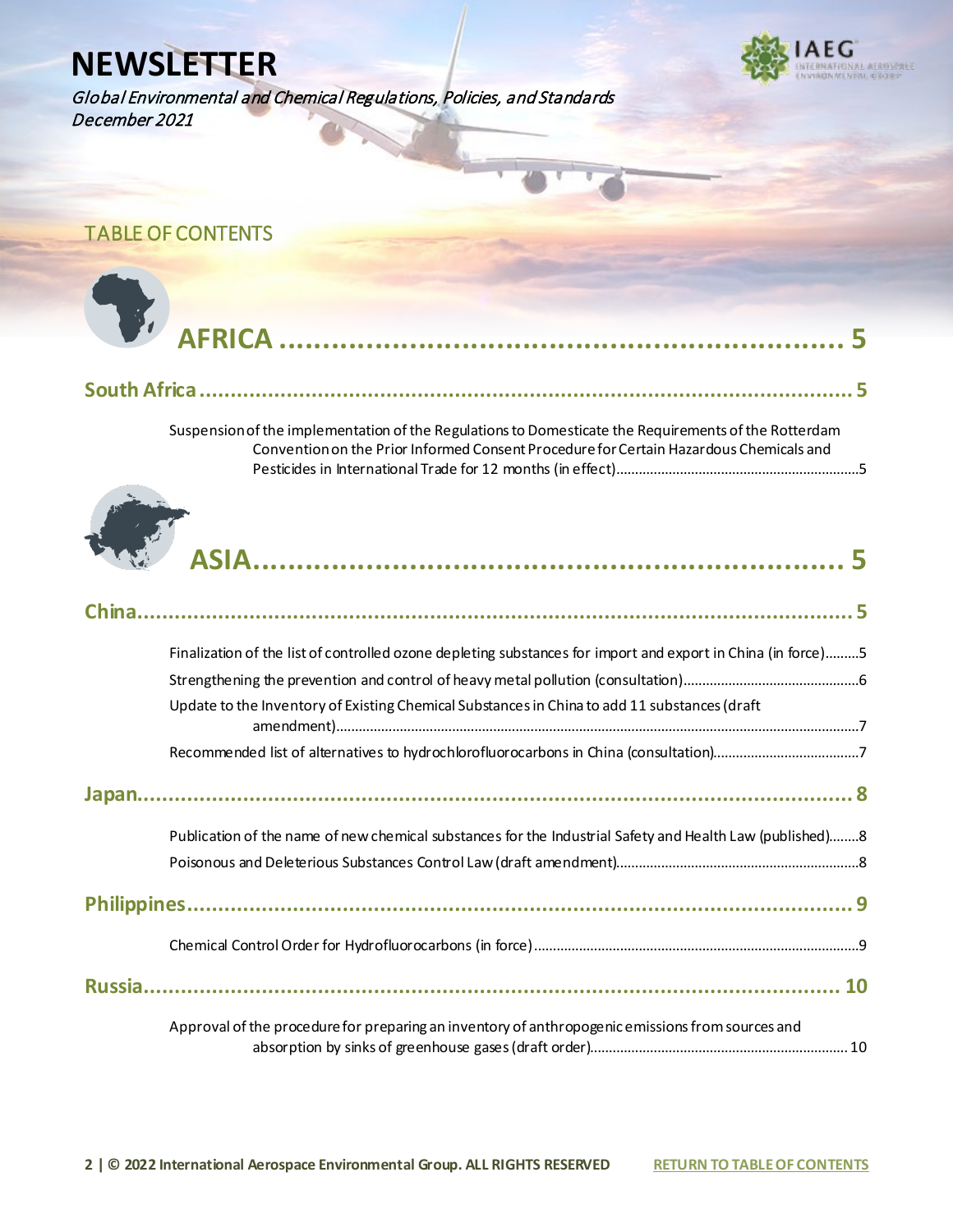# NEWSLETTER

*Global Environmental and Chemical Regulations, Policies, and Standards*
*December 2021*

## TABLE OF CONTENTS

# AFRICA .......... 5

## South Africa .......... 5

Suspension of the implementation of the Regulations to Domesticate the Requirements of the Rotterdam Convention on the Prior Informed Consent Procedure for Certain Hazardous Chemicals and Pesticides in International Trade for 12 months (in effect).......... 5

# ASIA.......... 5

## China.......... 5

Finalization of the list of controlled ozone depleting substances for import and export in China (in force)......... 5

Strengthening the prevention and control of heavy metal pollution (consultation).......... 6

Update to the Inventory of Existing Chemical Substances in China to add 11 substances (draft amendment).......... 7

Recommended list of alternatives to hydrochlorofluorocarbons in China (consultation).......... 7

## Japan.......... 8

Publication of the name of new chemical substances for the Industrial Safety and Health Law (published)........ 8

Poisonous and Deleterious Substances Control Law (draft amendment).......... 8

## Philippines.......... 9

Chemical Control Order for Hydrofluorocarbons (in force).......... 9

## Russia.......... 10

Approval of the procedure for preparing an inventory of anthropogenic emissions from sources and absorption by sinks of greenhouse gases (draft order).......... 10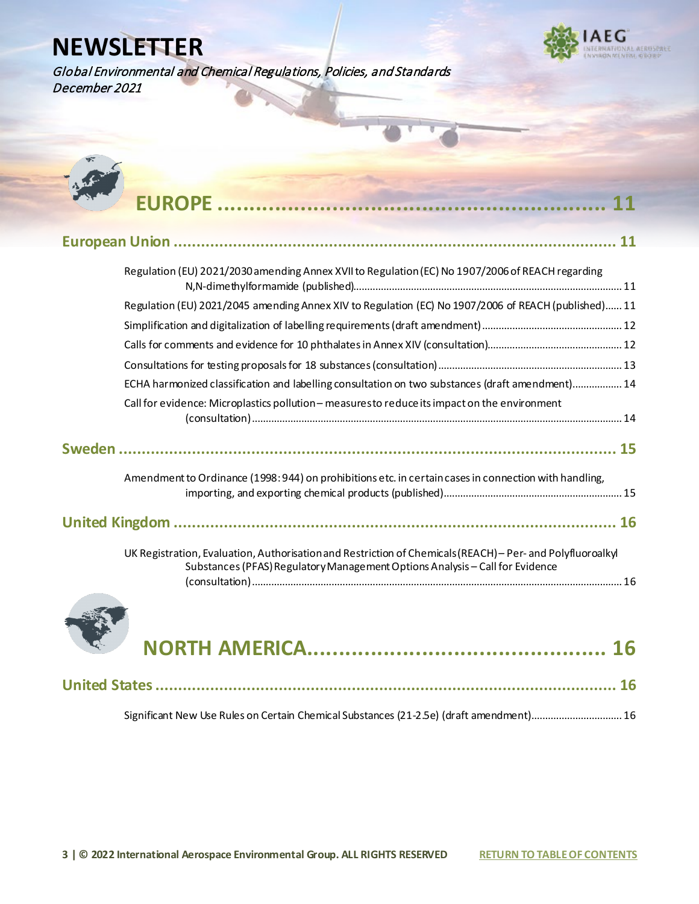# NEWSLETTER

*Global Environmental and Chemical Regulations, Policies, and Standards*
*December 2021*

## EUROPE ........................................................ 11

### European Union ........................................................ 11

Regulation (EU) 2021/2030 amending Annex XVII to Regulation (EC) No 1907/2006 of REACH regarding N,N-dimethylformamide (published)........................................................ 11

Regulation (EU) 2021/2045 amending Annex XIV to Regulation (EC) No 1907/2006 of REACH (published)...... 11

Simplification and digitalization of labelling requirements (draft amendment)........................................ 12

Calls for comments and evidence for 10 phthalates in Annex XIV (consultation)........................................ 12

Consultations for testing proposals for 18 substances (consultation)........................................ 13

ECHA harmonized classification and labelling consultation on two substances (draft amendment).................. 14

Call for evidence: Microplastics pollution – measures to reduce its impact on the environment (consultation)........................................................ 14

### Sweden ........................................................ 15

Amendment to Ordinance (1998:944) on prohibitions etc. in certain cases in connection with handling, importing, and exporting chemical products (published)........................................................ 15

### United Kingdom ........................................................ 16

UK Registration, Evaluation, Authorisation and Restriction of Chemicals (REACH) – Per- and Polyfluoroalkyl Substances (PFAS) Regulatory Management Options Analysis – Call for Evidence (consultation)........................................................ 16

## NORTH AMERICA........................................................ 16

### United States ........................................................ 16

Significant New Use Rules on Certain Chemical Substances (21-2.5e) (draft amendment)................................ 16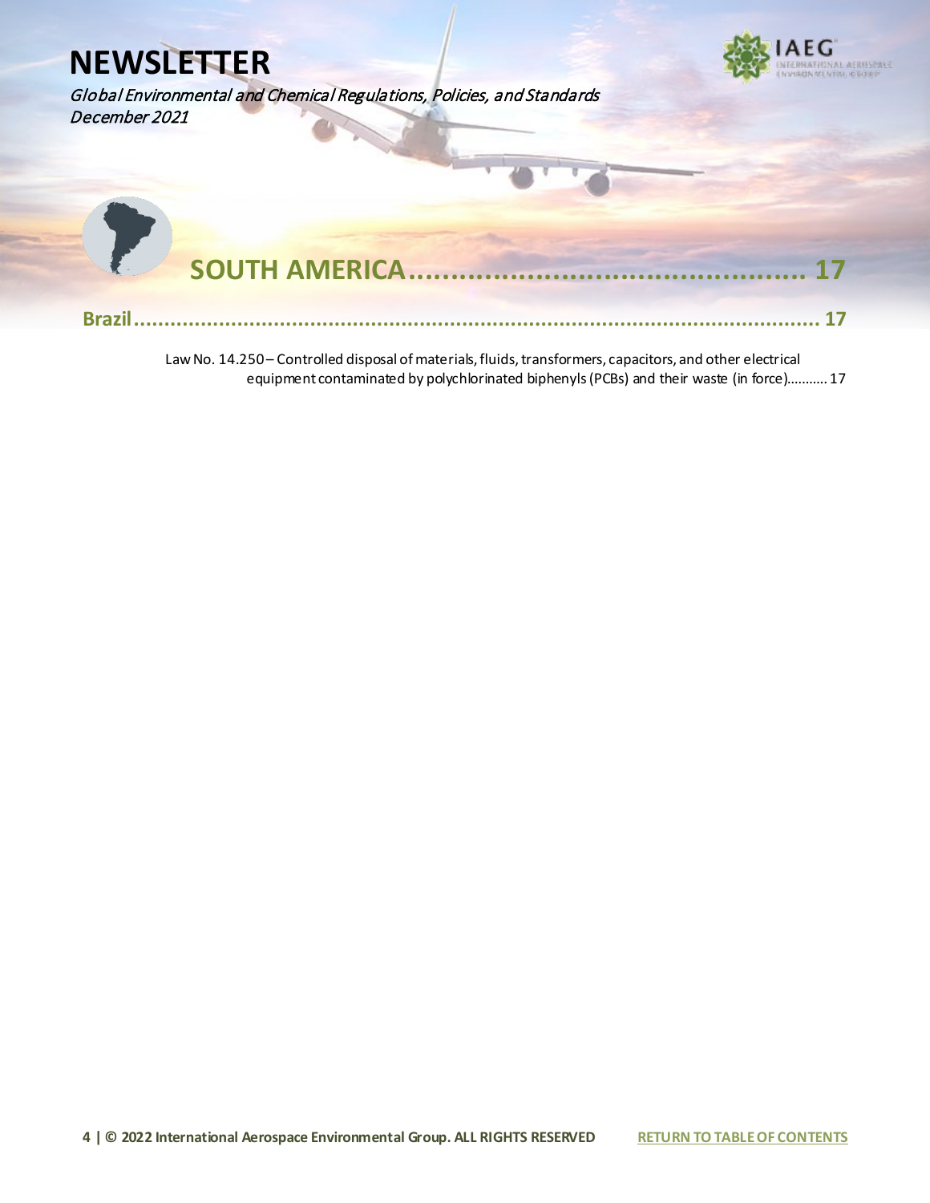# SOUTH AMERICA........................................... 17

## Brazil.......................................................................................................... 17

Law No. 14.250 – Controlled disposal of materials, fluids, transformers, capacitors, and other electrical equipment contaminated by polychlorinated biphenyls (PCBs) and their waste (in force)........... 17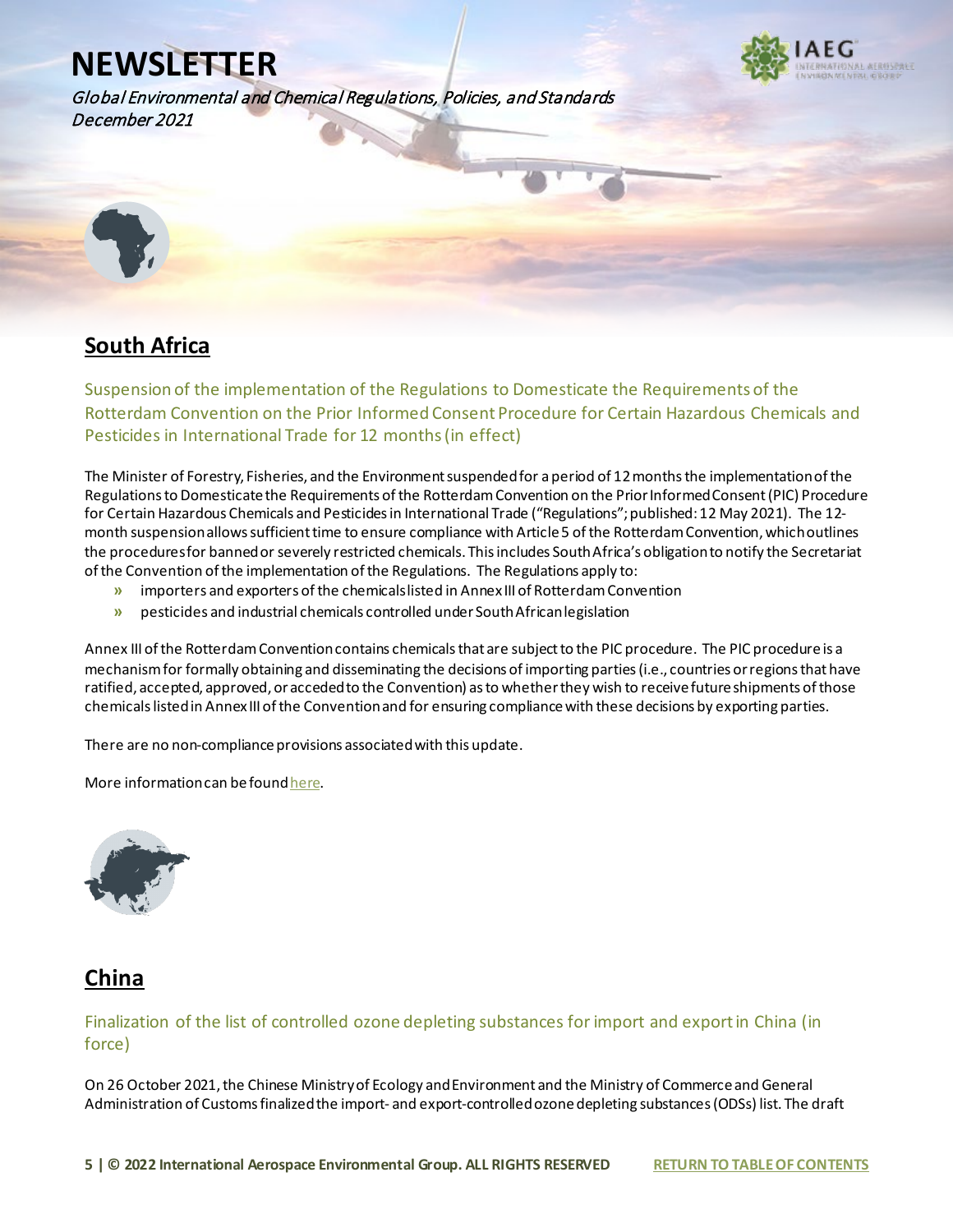## South Africa

### Suspension of the implementation of the Regulations to Domesticate the Requirements of the Rotterdam Convention on the Prior Informed Consent Procedure for Certain Hazardous Chemicals and Pesticides in International Trade for 12 months (in effect)

The Minister of Forestry, Fisheries, and the Environment suspended for a period of 12 months the implementation of the Regulations to Domesticate the Requirements of the Rotterdam Convention on the Prior Informed Consent (PIC) Procedure for Certain Hazardous Chemicals and Pesticides in International Trade ("Regulations"; published: 12 May 2021). The 12-month suspension allows sufficient time to ensure compliance with Article 5 of the Rotterdam Convention, which outlines the procedures for banned or severely restricted chemicals. This includes South Africa's obligation to notify the Secretariat of the Convention of the implementation of the Regulations. The Regulations apply to:

- importers and exporters of the chemicals listed in Annex III of Rotterdam Convention
- pesticides and industrial chemicals controlled under South African legislation

Annex III of the Rotterdam Convention contains chemicals that are subject to the PIC procedure. The PIC procedure is a mechanism for formally obtaining and disseminating the decisions of importing parties (i.e., countries or regions that have ratified, accepted, approved, or acceded to the Convention) as to whether they wish to receive future shipments of those chemicals listed in Annex III of the Convention and for ensuring compliance with these decisions by exporting parties.

There are no non-compliance provisions associated with this update.

More information can be found here.

## China

### Finalization of the list of controlled ozone depleting substances for import and export in China (in force)

On 26 October 2021, the Chinese Ministry of Ecology and Environment and the Ministry of Commerce and General Administration of Customs finalized the import- and export-controlled ozone depleting substances (ODSs) list. The draft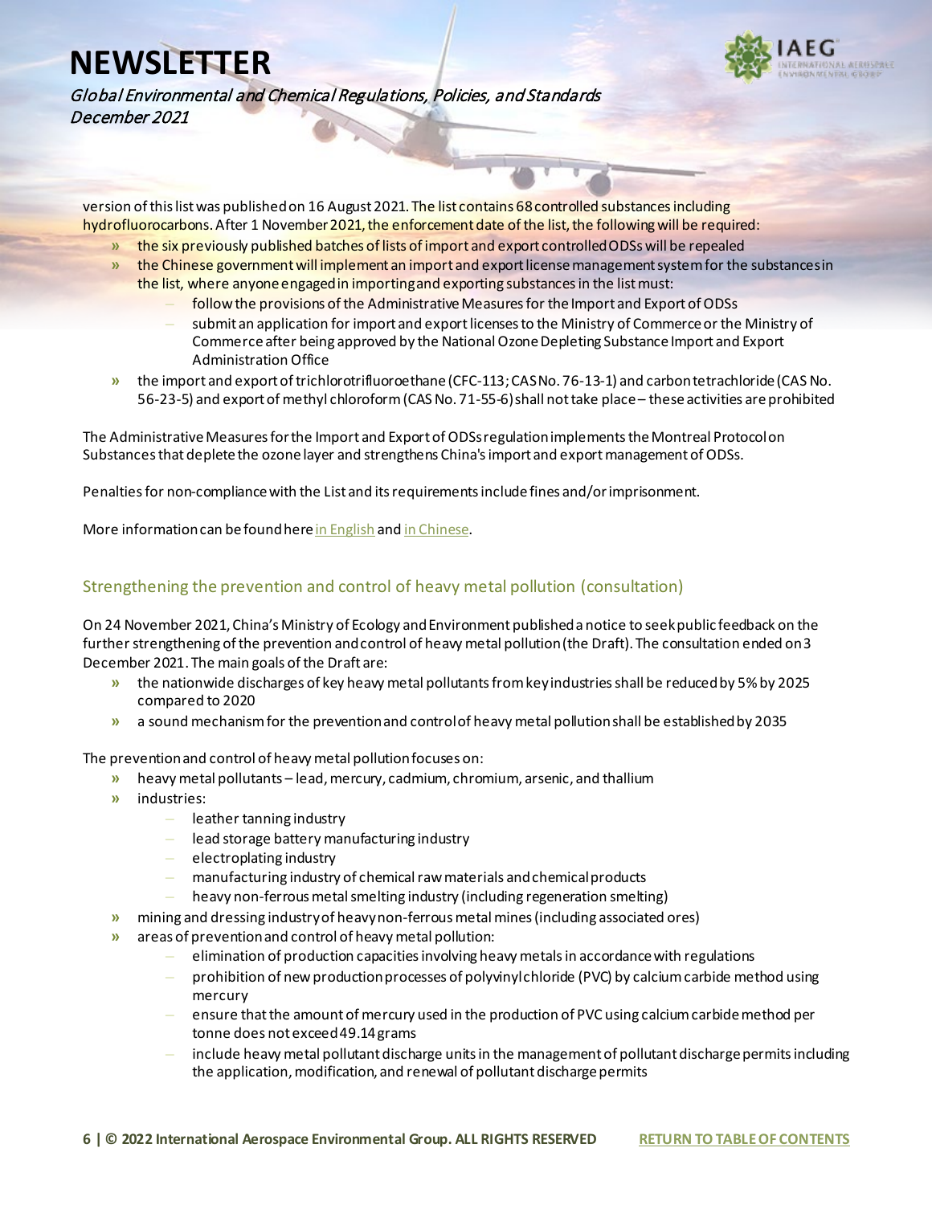version of this list was published on 16 August 2021. The list contains 68 controlled substances including hydrofluorocarbons. After 1 November 2021, the enforcement date of the list, the following will be required:

- the six previously published batches of lists of import and export controlled ODSs will be repealed
- the Chinese government will implement an import and export license management system for the substances in the list, where anyone engaged in importing and exporting substances in the list must:
  - follow the provisions of the Administrative Measures for the Import and Export of ODSs
  - submit an application for import and export licenses to the Ministry of Commerce or the Ministry of Commerce after being approved by the National Ozone Depleting Substance Import and Export Administration Office
- the import and export of trichlorotrifluoroethane (CFC-113; CAS No. 76-13-1) and carbon tetrachloride (CAS No. 56-23-5) and export of methyl chloroform (CAS No. 71-55-6) shall not take place – these activities are prohibited

The Administrative Measures for the Import and Export of ODSs regulation implements the Montreal Protocol on Substances that deplete the ozone layer and strengthens China's import and export management of ODSs.

Penalties for non-compliance with the List and its requirements include fines and/or imprisonment.

More information can be found here in English and in Chinese.

## Strengthening the prevention and control of heavy metal pollution (consultation)

On 24 November 2021, China's Ministry of Ecology and Environment published a notice to seek public feedback on the further strengthening of the prevention and control of heavy metal pollution (the Draft). The consultation ended on 3 December 2021. The main goals of the Draft are:

- the nationwide discharges of key heavy metal pollutants from key industries shall be reduced by 5% by 2025 compared to 2020
- a sound mechanism for the prevention and control of heavy metal pollution shall be established by 2035

The prevention and control of heavy metal pollution focuses on:

- heavy metal pollutants – lead, mercury, cadmium, chromium, arsenic, and thallium
- industries:
  - leather tanning industry
  - lead storage battery manufacturing industry
  - electroplating industry
  - manufacturing industry of chemical raw materials and chemical products
  - heavy non-ferrous metal smelting industry (including regeneration smelting)
- mining and dressing industry of heavy non-ferrous metal mines (including associated ores)
- areas of prevention and control of heavy metal pollution:
  - elimination of production capacities involving heavy metals in accordance with regulations
  - prohibition of new production processes of polyvinyl chloride (PVC) by calcium carbide method using mercury
  - ensure that the amount of mercury used in the production of PVC using calcium carbide method per tonne does not exceed 49.14 grams
  - include heavy metal pollutant discharge units in the management of pollutant discharge permits including the application, modification, and renewal of pollutant discharge permits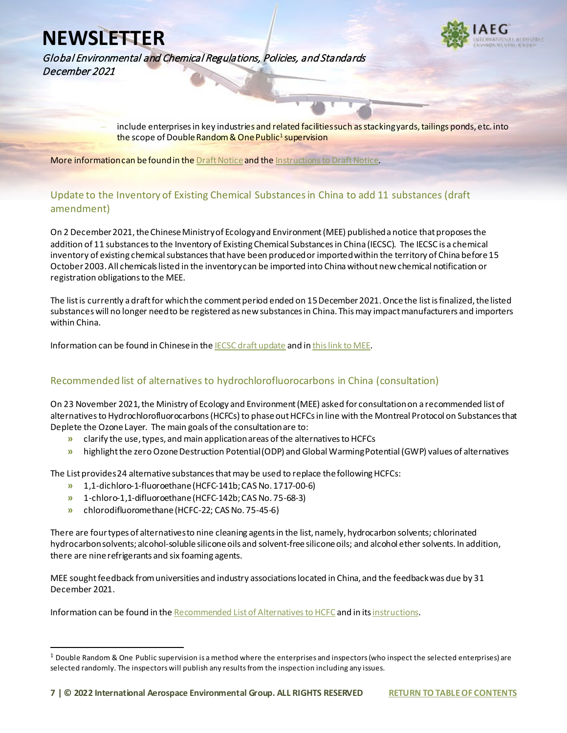- include enterprises in key industries and related facilities such as stacking yards, tailings ponds, etc. into the scope of Double Random & One Public[1] supervision

More information can be found in the Draft Notice and the Instructions to Draft Notice.

### Update to the Inventory of Existing Chemical Substances in China to add 11 substances (draft amendment)

On 2 December 2021, the Chinese Ministry of Ecology and Environment (MEE) published a notice that proposes the addition of 11 substances to the Inventory of Existing Chemical Substances in China (IECSC). The IECSC is a chemical inventory of existing chemical substances that have been produced or imported within the territory of China before 15 October 2003. All chemicals listed in the inventory can be imported into China without new chemical notification or registration obligations to the MEE.

The list is currently a draft for which the comment period ended on 15 December 2021. Once the list is finalized, the listed substances will no longer need to be registered as new substances in China. This may impact manufacturers and importers within China.

Information can be found in Chinese in the IECSC draft update and in this link to MEE.

### Recommended list of alternatives to hydrochlorofluorocarbons in China (consultation)

On 23 November 2021, the Ministry of Ecology and Environment (MEE) asked for consultation on a recommended list of alternatives to Hydrochlorofluorocarbons (HCFCs) to phase out HCFCs in line with the Montreal Protocol on Substances that Deplete the Ozone Layer. The main goals of the consultation are to:

- clarify the use, types, and main application areas of the alternatives to HCFCs
- highlight the zero Ozone Destruction Potential (ODP) and Global Warming Potential (GWP) values of alternatives

The List provides 24 alternative substances that may be used to replace the following HCFCs:

- 1,1-dichloro-1-fluoroethane (HCFC-141b; CAS No. 1717-00-6)
- 1-chloro-1,1-difluoroethane (HCFC-142b; CAS No. 75-68-3)
- chlorodifluoromethane (HCFC-22; CAS No. 75-45-6)

There are four types of alternatives to nine cleaning agents in the list, namely, hydrocarbon solvents; chlorinated hydrocarbon solvents; alcohol-soluble silicone oils and solvent-free silicone oils; and alcohol ether solvents. In addition, there are nine refrigerants and six foaming agents.

MEE sought feedback from universities and industry associations located in China, and the feedback was due by 31 December 2021.

Information can be found in the Recommended List of Alternatives to HCFC and in its instructions.

---

[1] Double Random & One Public supervision is a method where the enterprises and inspectors (who inspect the selected enterprises) are selected randomly. The inspectors will publish any results from the inspection including any issues.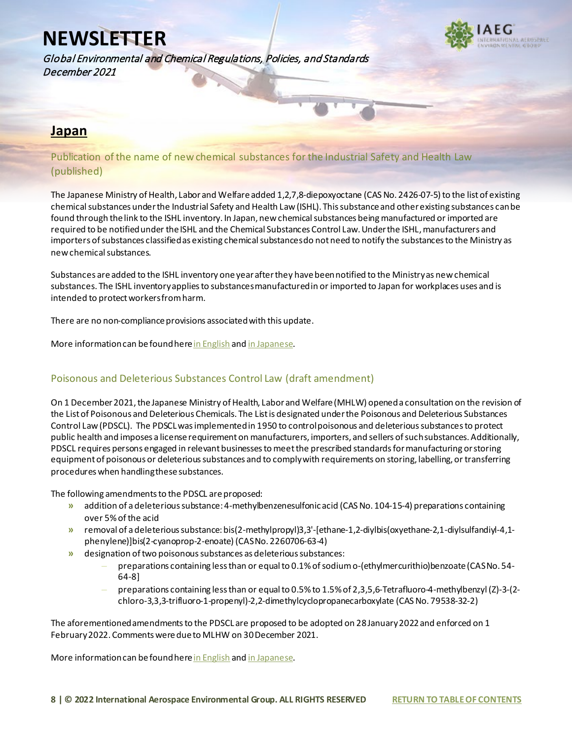## Japan

### Publication of the name of new chemical substances for the Industrial Safety and Health Law (published)

The Japanese Ministry of Health, Labor and Welfare added 1,2,7,8-diepoxyoctane (CAS No. 2426-07-5) to the list of existing chemical substances under the Industrial Safety and Health Law (ISHL). This substance and other existing substances can be found through the link to the ISHL inventory. In Japan, new chemical substances being manufactured or imported are required to be notified under the ISHL and the Chemical Substances Control Law. Under the ISHL, manufacturers and importers of substances classified as existing chemical substances do not need to notify the substances to the Ministry as new chemical substances.

Substances are added to the ISHL inventory one year after they have been notified to the Ministry as new chemical substances. The ISHL inventory applies to substances manufactured in or imported to Japan for workplaces uses and is intended to protect workers from harm.

There are no non-compliance provisions associated with this update.

More information can be found here in English and in Japanese.

### Poisonous and Deleterious Substances Control Law (draft amendment)

On 1 December 2021, the Japanese Ministry of Health, Labor and Welfare (MHLW) opened a consultation on the revision of the List of Poisonous and Deleterious Chemicals. The List is designated under the Poisonous and Deleterious Substances Control Law (PDSCL). The PDSCL was implemented in 1950 to control poisonous and deleterious substances to protect public health and imposes a license requirement on manufacturers, importers, and sellers of such substances. Additionally, PDSCL requires persons engaged in relevant businesses to meet the prescribed standards for manufacturing or storing equipment of poisonous or deleterious substances and to comply with requirements on storing, labelling, or transferring procedures when handling these substances.

The following amendments to the PDSCL are proposed:

- addition of a deleterious substance: 4-methylbenzenesulfonic acid (CAS No. 104-15-4) preparations containing over 5% of the acid
- removal of a deleterious substance: bis(2-methylpropyl)3,3'-[ethane-1,2-diylbis(oxyethane-2,1-diylsulfandiyl-4,1-phenylene)]bis(2-cyanoprop-2-enoate) (CAS No. 2260706-63-4)
- designation of two poisonous substances as deleterious substances:
  - preparations containing less than or equal to 0.1% of sodium o-(ethylmercurithio)benzoate (CAS No. 54-64-8]
  - preparations containing less than or equal to 0.5% to 1.5% of 2,3,5,6-Tetrafluoro-4-methylbenzyl (Z)-3-(2-chloro-3,3,3-trifluoro-1-propenyl)-2,2-dimethylcyclopropanecarboxylate (CAS No. 79538-32-2)

The aforementioned amendments to the PDSCL are proposed to be adopted on 28 January 2022 and enforced on 1 February 2022. Comments were due to MLHW on 30 December 2021.

More information can be found here in English and in Japanese.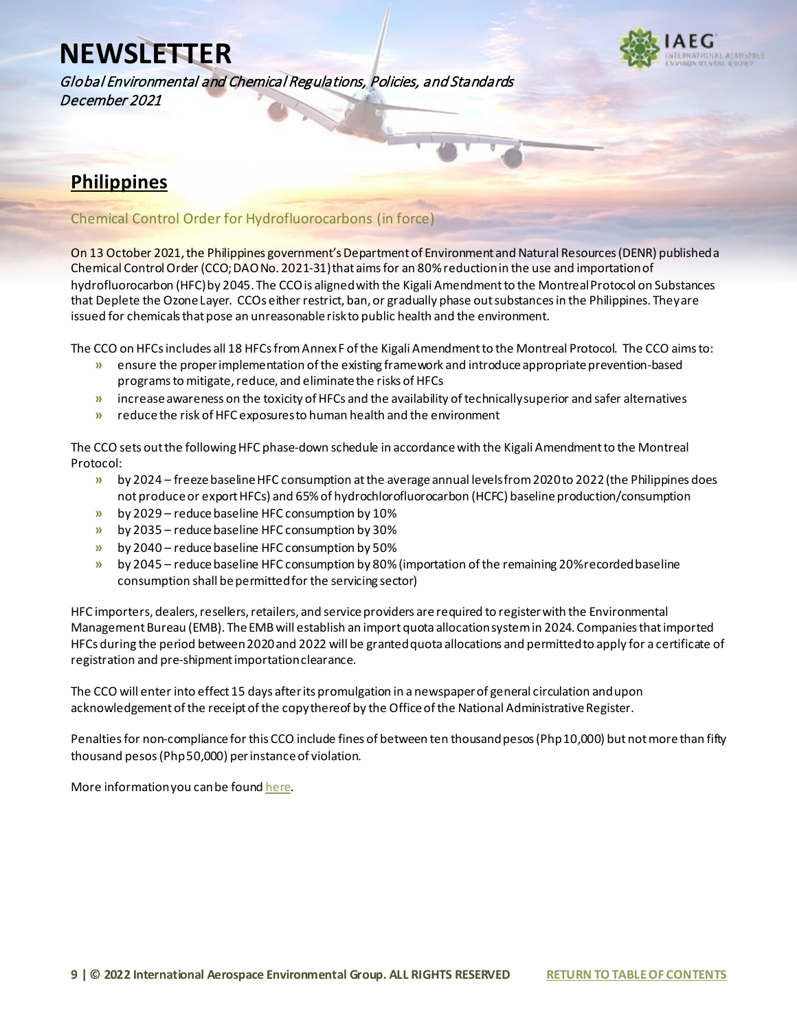## Philippines

### Chemical Control Order for Hydrofluorocarbons (in force)

On 13 October 2021, the Philippines government's Department of Environment and Natural Resources (DENR) published a Chemical Control Order (CCO; DAO No. 2021-31) that aims for an 80% reduction in the use and importation of hydrofluorocarbon (HFC) by 2045. The CCO is aligned with the Kigali Amendment to the Montreal Protocol on Substances that Deplete the Ozone Layer. CCOs either restrict, ban, or gradually phase out substances in the Philippines. They are issued for chemicals that pose an unreasonable risk to public health and the environment.

The CCO on HFCs includes all 18 HFCs from Annex F of the Kigali Amendment to the Montreal Protocol. The CCO aims to:

- ensure the proper implementation of the existing framework and introduce appropriate prevention-based programs to mitigate, reduce, and eliminate the risks of HFCs
- increase awareness on the toxicity of HFCs and the availability of technically superior and safer alternatives
- reduce the risk of HFC exposures to human health and the environment

The CCO sets out the following HFC phase-down schedule in accordance with the Kigali Amendment to the Montreal Protocol:

- by 2024 – freeze baseline HFC consumption at the average annual levels from 2020 to 2022 (the Philippines does not produce or export HFCs) and 65% of hydrochlorofluorocarbon (HCFC) baseline production/consumption
- by 2029 – reduce baseline HFC consumption by 10%
- by 2035 – reduce baseline HFC consumption by 30%
- by 2040 – reduce baseline HFC consumption by 50%
- by 2045 – reduce baseline HFC consumption by 80% (importation of the remaining 20% recorded baseline consumption shall be permitted for the servicing sector)

HFC importers, dealers, resellers, retailers, and service providers are required to register with the Environmental Management Bureau (EMB). The EMB will establish an import quota allocation system in 2024. Companies that imported HFCs during the period between 2020 and 2022 will be granted quota allocations and permitted to apply for a certificate of registration and pre-shipment importation clearance.

The CCO will enter into effect 15 days after its promulgation in a newspaper of general circulation and upon acknowledgement of the receipt of the copy thereof by the Office of the National Administrative Register.

Penalties for non-compliance for this CCO include fines of between ten thousand pesos (Php 10,000) but not more than fifty thousand pesos (Php 50,000) per instance of violation.

More information you can be found here.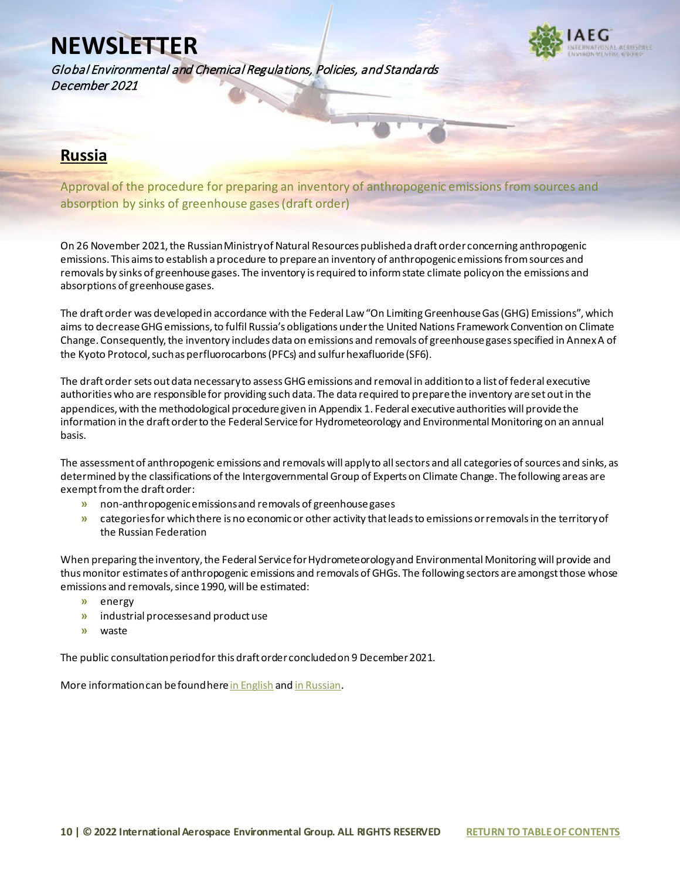## Russia

### Approval of the procedure for preparing an inventory of anthropogenic emissions from sources and absorption by sinks of greenhouse gases (draft order)

On 26 November 2021, the Russian Ministry of Natural Resources published a draft order concerning anthropogenic emissions. This aims to establish a procedure to prepare an inventory of anthropogenic emissions from sources and removals by sinks of greenhouse gases. The inventory is required to inform state climate policy on the emissions and absorptions of greenhouse gases.

The draft order was developed in accordance with the Federal Law "On Limiting Greenhouse Gas (GHG) Emissions", which aims to decrease GHG emissions, to fulfil Russia's obligations under the United Nations Framework Convention on Climate Change. Consequently, the inventory includes data on emissions and removals of greenhouse gases specified in Annex A of the Kyoto Protocol, such as perfluorocarbons (PFCs) and sulfur hexafluoride ($SF_6$).

The draft order sets out data necessary to assess GHG emissions and removal in addition to a list of federal executive authorities who are responsible for providing such data. The data required to prepare the inventory are set out in the appendices, with the methodological procedure given in Appendix 1. Federal executive authorities will provide the information in the draft order to the Federal Service for Hydrometeorology and Environmental Monitoring on an annual basis.

The assessment of anthropogenic emissions and removals will apply to all sectors and all categories of sources and sinks, as determined by the classifications of the Intergovernmental Group of Experts on Climate Change. The following areas are exempt from the draft order:

- non-anthropogenic emissions and removals of greenhouse gases
- categories for which there is no economic or other activity that leads to emissions or removals in the territory of the Russian Federation

When preparing the inventory, the Federal Service for Hydrometeorology and Environmental Monitoring will provide and thus monitor estimates of anthropogenic emissions and removals of GHGs. The following sectors are amongst those whose emissions and removals, since 1990, will be estimated:

- energy
- industrial processes and product use
- waste

The public consultation period for this draft order concluded on 9 December 2021.

More information can be found here in English and in Russian.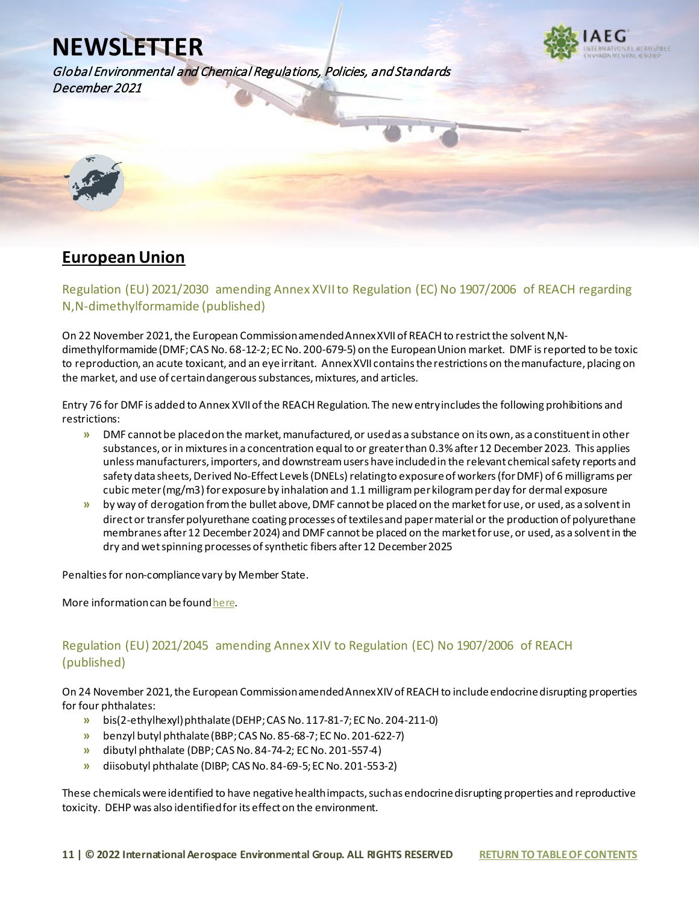# NEWSLETTER

*Global Environmental and Chemical Regulations, Policies, and Standards*
*December 2021*

## European Union

### Regulation (EU) 2021/2030 amending Annex XVII to Regulation (EC) No 1907/2006 of REACH regarding N,N-dimethylformamide (published)

On 22 November 2021, the European Commission amended Annex XVII of REACH to restrict the solvent N,N-dimethylformamide (DMF; CAS No. 68-12-2; EC No. 200-679-5) on the European Union market. DMF is reported to be toxic to reproduction, an acute toxicant, and an eye irritant. Annex XVII contains the restrictions on the manufacture, placing on the market, and use of certain dangerous substances, mixtures, and articles.

Entry 76 for DMF is added to Annex XVII of the REACH Regulation. The new entry includes the following prohibitions and restrictions:

- DMF cannot be placed on the market, manufactured, or used as a substance on its own, as a constituent in other substances, or in mixtures in a concentration equal to or greater than 0.3% after 12 December 2023. This applies unless manufacturers, importers, and downstream users have included in the relevant chemical safety reports and safety data sheets, Derived No-Effect Levels (DNELs) relating to exposure of workers (for DMF) of 6 milligrams per cubic meter (mg/m3) for exposure by inhalation and 1.1 milligram per kilogram per day for dermal exposure
- by way of derogation from the bullet above, DMF cannot be placed on the market for use, or used, as a solvent in direct or transfer polyurethane coating processes of textiles and paper material or the production of polyurethane membranes after 12 December 2024) and DMF cannot be placed on the market for use, or used, as a solvent in the dry and wet spinning processes of synthetic fibers after 12 December 2025

Penalties for non-compliance vary by Member State.

More information can be found here.

### Regulation (EU) 2021/2045 amending Annex XIV to Regulation (EC) No 1907/2006 of REACH (published)

On 24 November 2021, the European Commission amended Annex XIV of REACH to include endocrine disrupting properties for four phthalates:

- bis(2-ethylhexyl) phthalate (DEHP; CAS No. 117-81-7; EC No. 204-211-0)
- benzyl butyl phthalate (BBP; CAS No. 85-68-7; EC No. 201-622-7)
- dibutyl phthalate (DBP; CAS No. 84-74-2; EC No. 201-557-4)
- diisobutyl phthalate (DIBP; CAS No. 84-69-5; EC No. 201-553-2)

These chemicals were identified to have negative health impacts, such as endocrine disrupting properties and reproductive toxicity. DEHP was also identified for its effect on the environment.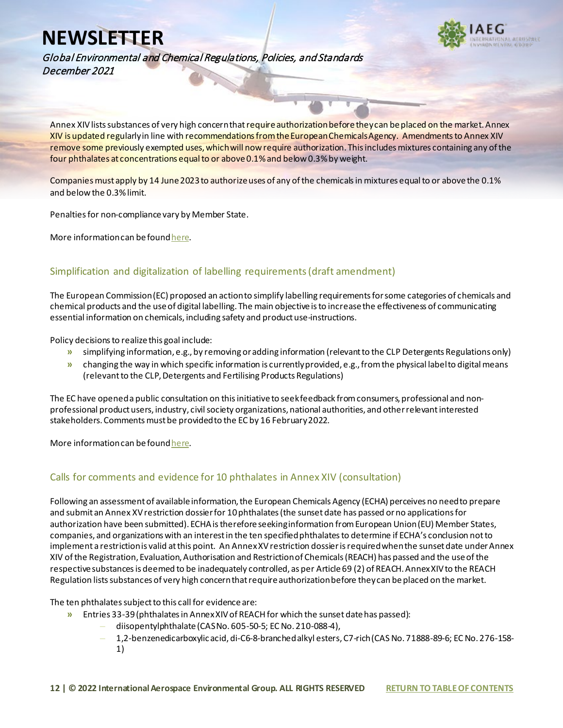Annex XIV lists substances of very high concern that require authorization before they can be placed on the market. Annex XIV is updated regularly in line with recommendations from the European Chemicals Agency. Amendments to Annex XIV remove some previously exempted uses, which will now require authorization. This includes mixtures containing any of the four phthalates at concentrations equal to or above 0.1% and below 0.3% by weight.

Companies must apply by 14 June 2023 to authorize uses of any of the chemicals in mixtures equal to or above the 0.1% and below the 0.3% limit.

Penalties for non-compliance vary by Member State.

More information can be found here.

## Simplification and digitalization of labelling requirements (draft amendment)

The European Commission (EC) proposed an action to simplify labelling requirements for some categories of chemicals and chemical products and the use of digital labelling. The main objective is to increase the effectiveness of communicating essential information on chemicals, including safety and product use-instructions.

Policy decisions to realize this goal include:

- simplifying information, e.g., by removing or adding information (relevant to the CLP Detergents Regulations only)
- changing the way in which specific information is currently provided, e.g., from the physical label to digital means (relevant to the CLP, Detergents and Fertilising Products Regulations)

The EC have opened a public consultation on this initiative to seek feedback from consumers, professional and non-professional product users, industry, civil society organizations, national authorities, and other relevant interested stakeholders. Comments must be provided to the EC by 16 February 2022.

More information can be found here.

## Calls for comments and evidence for 10 phthalates in Annex XIV (consultation)

Following an assessment of available information, the European Chemicals Agency (ECHA) perceives no need to prepare and submit an Annex XV restriction dossier for 10 phthalates (the sunset date has passed or no applications for authorization have been submitted). ECHA is therefore seeking information from European Union (EU) Member States, companies, and organizations with an interest in the ten specified phthalates to determine if ECHA's conclusion not to implement a restriction is valid at this point. An Annex XV restriction dossier is required when the sunset date under Annex XIV of the Registration, Evaluation, Authorisation and Restriction of Chemicals (REACH) has passed and the use of the respective substances is deemed to be inadequately controlled, as per Article 69 (2) of REACH. Annex XIV to the REACH Regulation lists substances of very high concern that require authorization before they can be placed on the market.

The ten phthalates subject to this call for evidence are:

- Entries 33-39 (phthalates in Annex XIV of REACH for which the sunset date has passed):
  - diisopentylphthalate (CAS No. 605-50-5; EC No. 210-088-4),
  - 1,2-benzenedicarboxylic acid, di-C6-8-branched alkyl esters, C7-rich (CAS No. 71888-89-6; EC No. 276-158-1)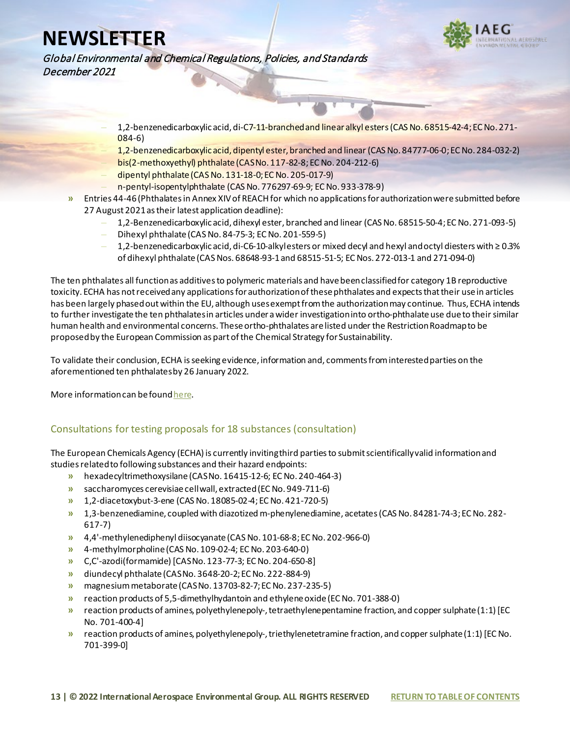- 1,2-benzenedicarboxylic acid, di-C7-11-branched and linear alkyl esters (CAS No. 68515-42-4; EC No. 271-084-6)
  - 1,2-benzenedicarboxylic acid, dipentyl ester, branched and linear (CAS No. 84777-06-0; EC No. 284-032-2)
  - bis(2-methoxyethyl) phthalate (CAS No. 117-82-8; EC No. 204-212-6)
  - dipentyl phthalate (CAS No. 131-18-0; EC No. 205-017-9)
  - n-pentyl-isopentylphthalate (CAS No. 776297-69-9; EC No. 933-378-9)
- Entries 44-46 (Phthalates in Annex XIV of REACH for which no applications for authorization were submitted before 27 August 2021 as their latest application deadline):
  - 1,2-Benzenedicarboxylic acid, dihexyl ester, branched and linear (CAS No. 68515-50-4; EC No. 271-093-5)
  - Dihexyl phthalate (CAS No. 84-75-3; EC No. 201-559-5)
  - 1,2-benzenedicarboxylic acid, di-C6-10-alkyl esters or mixed decyl and hexyl and octyl diesters with ≥ 0.3% of dihexyl phthalate (CAS Nos. 68648-93-1 and 68515-51-5; EC Nos. 272-013-1 and 271-094-0)

The ten phthalates all function as additives to polymeric materials and have been classified for category 1B reproductive toxicity. ECHA has not received any applications for authorization of these phthalates and expects that their use in articles has been largely phased out within the EU, although uses exempt from the authorization may continue. Thus, ECHA intends to further investigate the ten phthalates in articles under a wider investigation into ortho-phthalate use due to their similar human health and environmental concerns. These ortho-phthalates are listed under the Restriction Roadmap to be proposed by the European Commission as part of the Chemical Strategy for Sustainability.

To validate their conclusion, ECHA is seeking evidence, information and, comments from interested parties on the aforementioned ten phthalates by 26 January 2022.

More information can be found here.

## Consultations for testing proposals for 18 substances (consultation)

The European Chemicals Agency (ECHA) is currently inviting third parties to submit scientifically valid information and studies related to following substances and their hazard endpoints:

- hexadecyltrimethoxysilane (CAS No. 16415-12-6; EC No. 240-464-3)
- saccharomyces cerevisiae cell wall, extracted (EC No. 949-711-6)
- 1,2-diacetoxybut-3-ene (CAS No. 18085-02-4; EC No. 421-720-5)
- 1,3-benzenediamine, coupled with diazotized m-phenylenediamine, acetates (CAS No. 84281-74-3; EC No. 282-617-7)
- 4,4'-methylenediphenyl diisocyanate (CAS No. 101-68-8; EC No. 202-966-0)
- 4-methylmorpholine (CAS No. 109-02-4; EC No. 203-640-0)
- C,C'-azodi(formamide) [CAS No. 123-77-3; EC No. 204-650-8]
- diundecyl phthalate (CAS No. 3648-20-2; EC No. 222-884-9)
- magnesium metaborate (CAS No. 13703-82-7; EC No. 237-235-5)
- reaction products of 5,5-dimethylhydantoin and ethylene oxide (EC No. 701-388-0)
- reaction products of amines, polyethylenepoly-, tetraethylenepentamine fraction, and copper sulphate (1:1) [EC No. 701-400-4]
- reaction products of amines, polyethylenepoly-, triethylenetetramine fraction, and copper sulphate (1:1) [EC No. 701-399-0]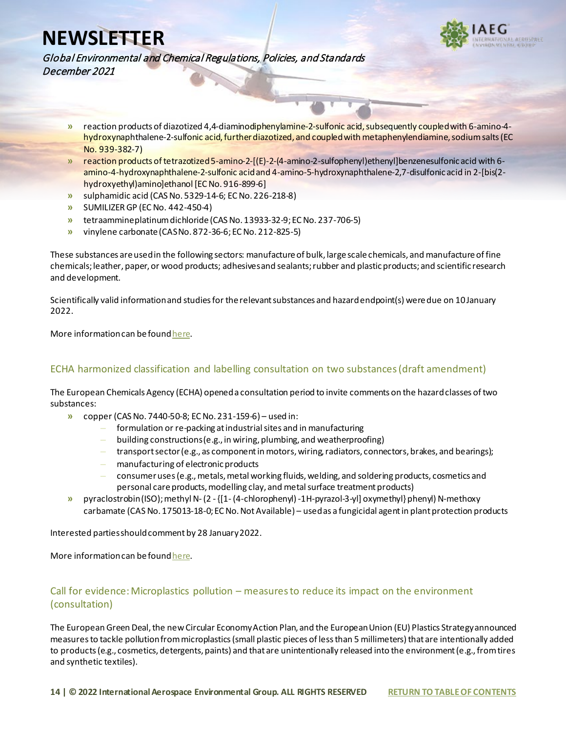- reaction products of diazotized 4,4-diaminodiphenylamine-2-sulfonic acid, subsequently coupled with 6-amino-4-hydroxynaphthalene-2-sulfonic acid, further diazotized, and coupled with metaphenylendiamine, sodium salts (EC No. 939-382-7)
- reaction products of tetrazotized 5-amino-2-[(E)-2-(4-amino-2-sulfophenyl)ethenyl]benzenesulfonic acid with 6-amino-4-hydroxynaphthalene-2-sulfonic acid and 4-amino-5-hydroxynaphthalene-2,7-disulfonic acid in 2-[bis(2-hydroxyethyl)amino]ethanol [EC No. 916-899-6]
- sulphamidic acid (CAS No. 5329-14-6; EC No. 226-218-8)
- SUMILIZER GP (EC No. 442-450-4)
- tetraammineplatinum dichloride (CAS No. 13933-32-9; EC No. 237-706-5)
- vinylene carbonate (CAS No. 872-36-6; EC No. 212-825-5)

These substances are used in the following sectors: manufacture of bulk, large scale chemicals, and manufacture of fine chemicals; leather, paper, or wood products; adhesives and sealants; rubber and plastic products; and scientific research and development.

Scientifically valid information and studies for the relevant substances and hazard endpoint(s) were due on 10 January 2022.

More information can be found here.

## ECHA harmonized classification and labelling consultation on two substances (draft amendment)

The European Chemicals Agency (ECHA) opened a consultation period to invite comments on the hazard classes of two substances:

- copper (CAS No. 7440-50-8; EC No. 231-159-6) – used in:
  - formulation or re-packing at industrial sites and in manufacturing
  - building constructions (e.g., in wiring, plumbing, and weatherproofing)
  - transport sector (e.g., as component in motors, wiring, radiators, connectors, brakes, and bearings);
  - manufacturing of electronic products
  - consumer uses (e.g., metals, metal working fluids, welding, and soldering products, cosmetics and personal care products, modelling clay, and metal surface treatment products)
- pyraclostrobin (ISO); methyl N- (2 - {[1- (4-chlorophenyl) -1H-pyrazol-3-yl] oxymethyl} phenyl) N-methoxy carbamate (CAS No. 175013-18-0; EC No. Not Available) – used as a fungicidal agent in plant protection products

Interested parties should comment by 28 January 2022.

More information can be found here.

## Call for evidence: Microplastics pollution – measures to reduce its impact on the environment (consultation)

The European Green Deal, the new Circular Economy Action Plan, and the European Union (EU) Plastics Strategy announced measures to tackle pollution from microplastics (small plastic pieces of less than 5 millimeters) that are intentionally added to products (e.g., cosmetics, detergents, paints) and that are unintentionally released into the environment (e.g., from tires and synthetic textiles).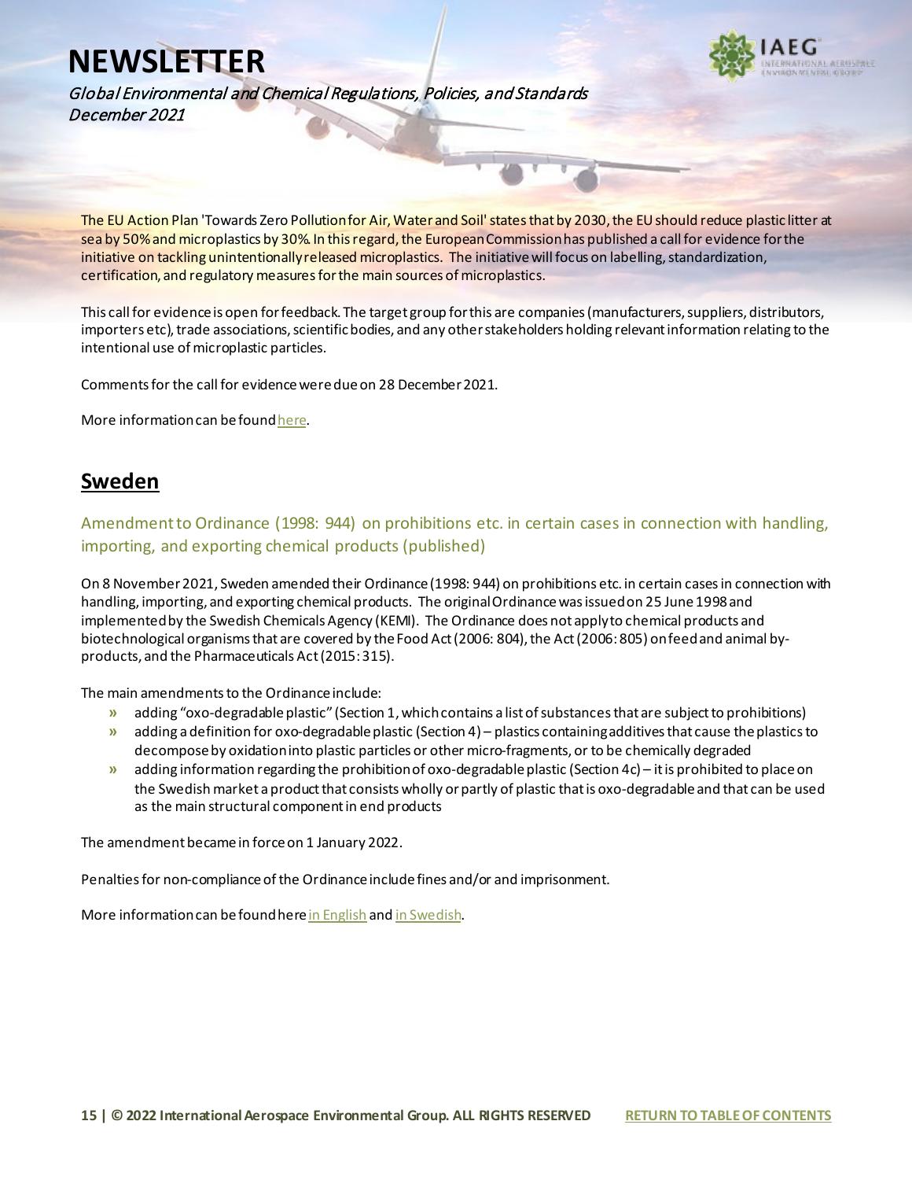The EU Action Plan 'Towards Zero Pollution for Air, Water and Soil' states that by 2030, the EU should reduce plastic litter at sea by 50% and microplastics by 30%. In this regard, the European Commission has published a call for evidence for the initiative on tackling unintentionally released microplastics. The initiative will focus on labelling, standardization, certification, and regulatory measures for the main sources of microplastics.

This call for evidence is open for feedback. The target group for this are companies (manufacturers, suppliers, distributors, importers etc), trade associations, scientific bodies, and any other stakeholders holding relevant information relating to the intentional use of microplastic particles.

Comments for the call for evidence were due on 28 December 2021.

More information can be found here.

## Sweden

### Amendment to Ordinance (1998: 944) on prohibitions etc. in certain cases in connection with handling, importing, and exporting chemical products (published)

On 8 November 2021, Sweden amended their Ordinance (1998: 944) on prohibitions etc. in certain cases in connection with handling, importing, and exporting chemical products. The original Ordinance was issued on 25 June 1998 and implemented by the Swedish Chemicals Agency (KEMI). The Ordinance does not apply to chemical products and biotechnological organisms that are covered by the Food Act (2006: 804), the Act (2006: 805) on feed and animal by-products, and the Pharmaceuticals Act (2015: 315).

The main amendments to the Ordinance include:

- adding "oxo-degradable plastic" (Section 1, which contains a list of substances that are subject to prohibitions)
- adding a definition for oxo-degradable plastic (Section 4) – plastics containing additives that cause the plastics to decompose by oxidation into plastic particles or other micro-fragments, or to be chemically degraded
- adding information regarding the prohibition of oxo-degradable plastic (Section 4c) – it is prohibited to place on the Swedish market a product that consists wholly or partly of plastic that is oxo-degradable and that can be used as the main structural component in end products

The amendment became in force on 1 January 2022.

Penalties for non-compliance of the Ordinance include fines and/or and imprisonment.

More information can be found here in English and in Swedish.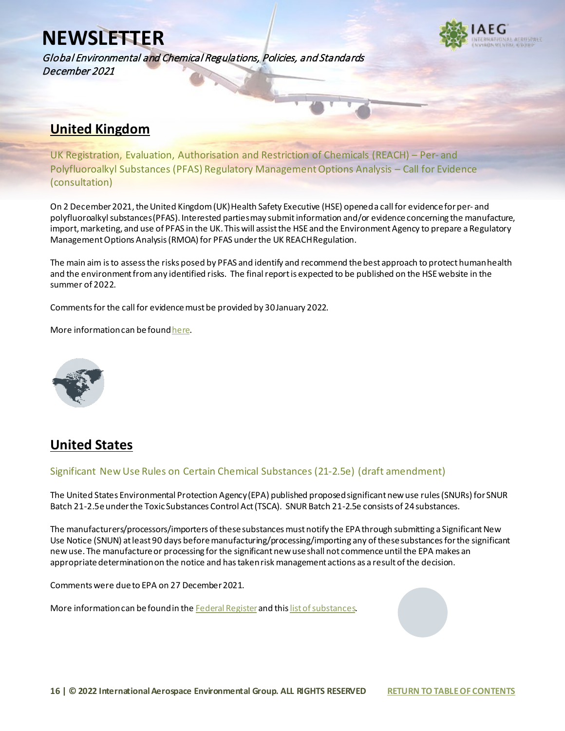## United Kingdom

### UK Registration, Evaluation, Authorisation and Restriction of Chemicals (REACH) – Per- and Polyfluoroalkyl Substances (PFAS) Regulatory Management Options Analysis – Call for Evidence (consultation)

On 2 December 2021, the United Kingdom (UK) Health Safety Executive (HSE) opened a call for evidence for per- and polyfluoroalkyl substances (PFAS). Interested parties may submit information and/or evidence concerning the manufacture, import, marketing, and use of PFAS in the UK. This will assist the HSE and the Environment Agency to prepare a Regulatory Management Options Analysis (RMOA) for PFAS under the UK REACH Regulation.

The main aim is to assess the risks posed by PFAS and identify and recommend the best approach to protect human health and the environment from any identified risks. The final report is expected to be published on the HSE website in the summer of 2022.

Comments for the call for evidence must be provided by 30 January 2022.

More information can be found here.

## United States

### Significant New Use Rules on Certain Chemical Substances (21-2.5e) (draft amendment)

The United States Environmental Protection Agency (EPA) published proposed significant new use rules (SNURs) for SNUR Batch 21-2.5e under the Toxic Substances Control Act (TSCA). SNUR Batch 21-2.5e consists of 24 substances.

The manufacturers/processors/importers of these substances must notify the EPA through submitting a Significant New Use Notice (SNUN) at least 90 days before manufacturing/processing/importing any of these substances for the significant new use. The manufacture or processing for the significant new use shall not commence until the EPA makes an appropriate determination on the notice and has taken risk management actions as a result of the decision.

Comments were due to EPA on 27 December 2021.

More information can be found in the Federal Register and this list of substances.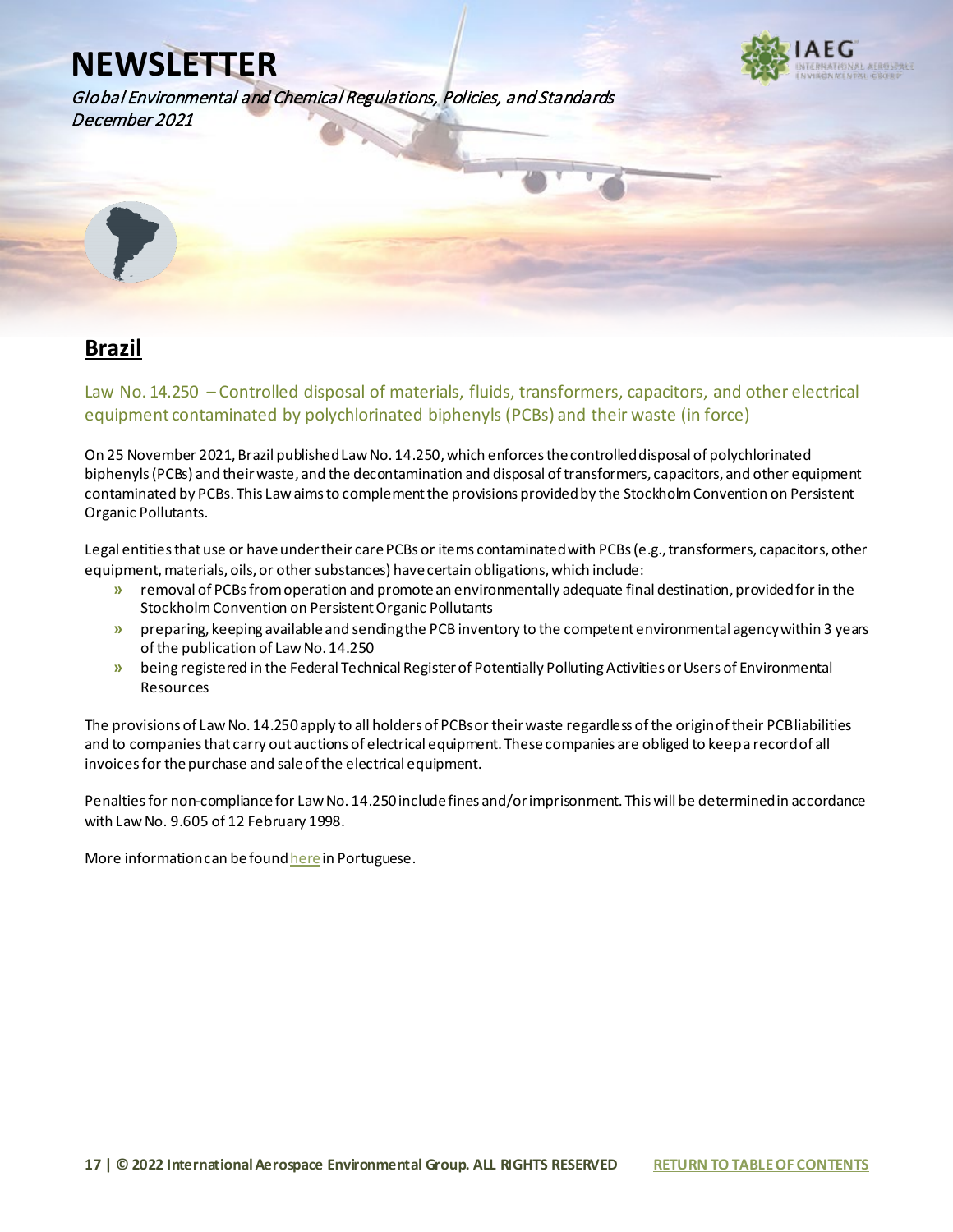# NEWSLETTER

*Global Environmental and Chemical Regulations, Policies, and Standards*
*December 2021*

## Brazil

### Law No. 14.250 – Controlled disposal of materials, fluids, transformers, capacitors, and other electrical equipment contaminated by polychlorinated biphenyls (PCBs) and their waste (in force)

On 25 November 2021, Brazil published Law No. 14.250, which enforces the controlled disposal of polychlorinated biphenyls (PCBs) and their waste, and the decontamination and disposal of transformers, capacitors, and other equipment contaminated by PCBs. This Law aims to complement the provisions provided by the Stockholm Convention on Persistent Organic Pollutants.

Legal entities that use or have under their care PCBs or items contaminated with PCBs (e.g., transformers, capacitors, other equipment, materials, oils, or other substances) have certain obligations, which include:

- removal of PCBs from operation and promote an environmentally adequate final destination, provided for in the Stockholm Convention on Persistent Organic Pollutants
- preparing, keeping available and sending the PCB inventory to the competent environmental agency within 3 years of the publication of Law No. 14.250
- being registered in the Federal Technical Register of Potentially Polluting Activities or Users of Environmental Resources

The provisions of Law No. 14.250 apply to all holders of PCBs or their waste regardless of the origin of their PCB liabilities and to companies that carry out auctions of electrical equipment. These companies are obliged to keep a record of all invoices for the purchase and sale of the electrical equipment.

Penalties for non-compliance for Law No. 14.250 include fines and/or imprisonment. This will be determined in accordance with Law No. 9.605 of 12 February 1998.

More information can be found here in Portuguese.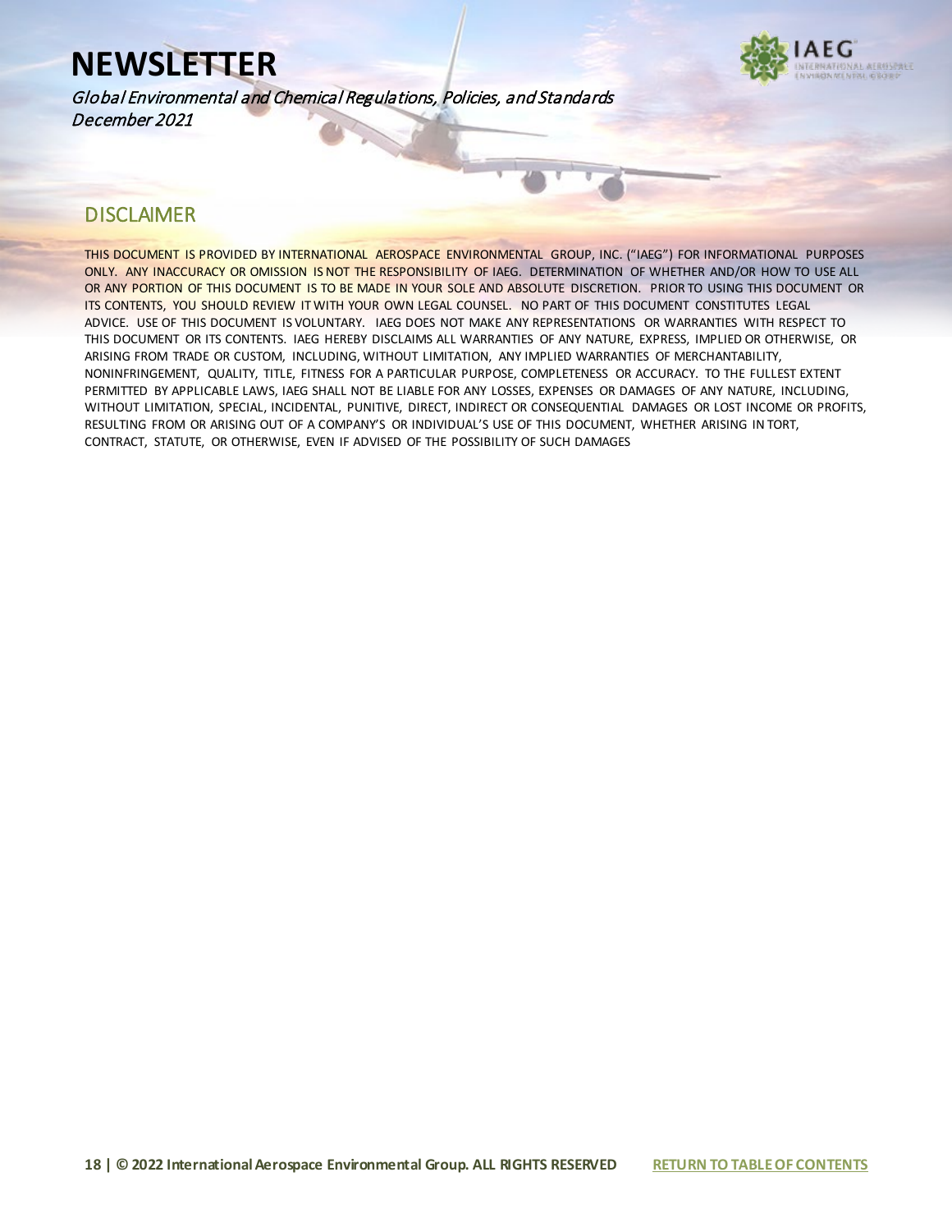## DISCLAIMER

THIS DOCUMENT IS PROVIDED BY INTERNATIONAL AEROSPACE ENVIRONMENTAL GROUP, INC. ("IAEG") FOR INFORMATIONAL PURPOSES ONLY. ANY INACCURACY OR OMISSION IS NOT THE RESPONSIBILITY OF IAEG. DETERMINATION OF WHETHER AND/OR HOW TO USE ALL OR ANY PORTION OF THIS DOCUMENT IS TO BE MADE IN YOUR SOLE AND ABSOLUTE DISCRETION. PRIOR TO USING THIS DOCUMENT OR ITS CONTENTS, YOU SHOULD REVIEW IT WITH YOUR OWN LEGAL COUNSEL. NO PART OF THIS DOCUMENT CONSTITUTES LEGAL ADVICE. USE OF THIS DOCUMENT IS VOLUNTARY. IAEG DOES NOT MAKE ANY REPRESENTATIONS OR WARRANTIES WITH RESPECT TO THIS DOCUMENT OR ITS CONTENTS. IAEG HEREBY DISCLAIMS ALL WARRANTIES OF ANY NATURE, EXPRESS, IMPLIED OR OTHERWISE, OR ARISING FROM TRADE OR CUSTOM, INCLUDING, WITHOUT LIMITATION, ANY IMPLIED WARRANTIES OF MERCHANTABILITY, NONINFRINGEMENT, QUALITY, TITLE, FITNESS FOR A PARTICULAR PURPOSE, COMPLETENESS OR ACCURACY. TO THE FULLEST EXTENT PERMITTED BY APPLICABLE LAWS, IAEG SHALL NOT BE LIABLE FOR ANY LOSSES, EXPENSES OR DAMAGES OF ANY NATURE, INCLUDING, WITHOUT LIMITATION, SPECIAL, INCIDENTAL, PUNITIVE, DIRECT, INDIRECT OR CONSEQUENTIAL DAMAGES OR LOST INCOME OR PROFITS, RESULTING FROM OR ARISING OUT OF A COMPANY'S OR INDIVIDUAL'S USE OF THIS DOCUMENT, WHETHER ARISING IN TORT, CONTRACT, STATUTE, OR OTHERWISE, EVEN IF ADVISED OF THE POSSIBILITY OF SUCH DAMAGES